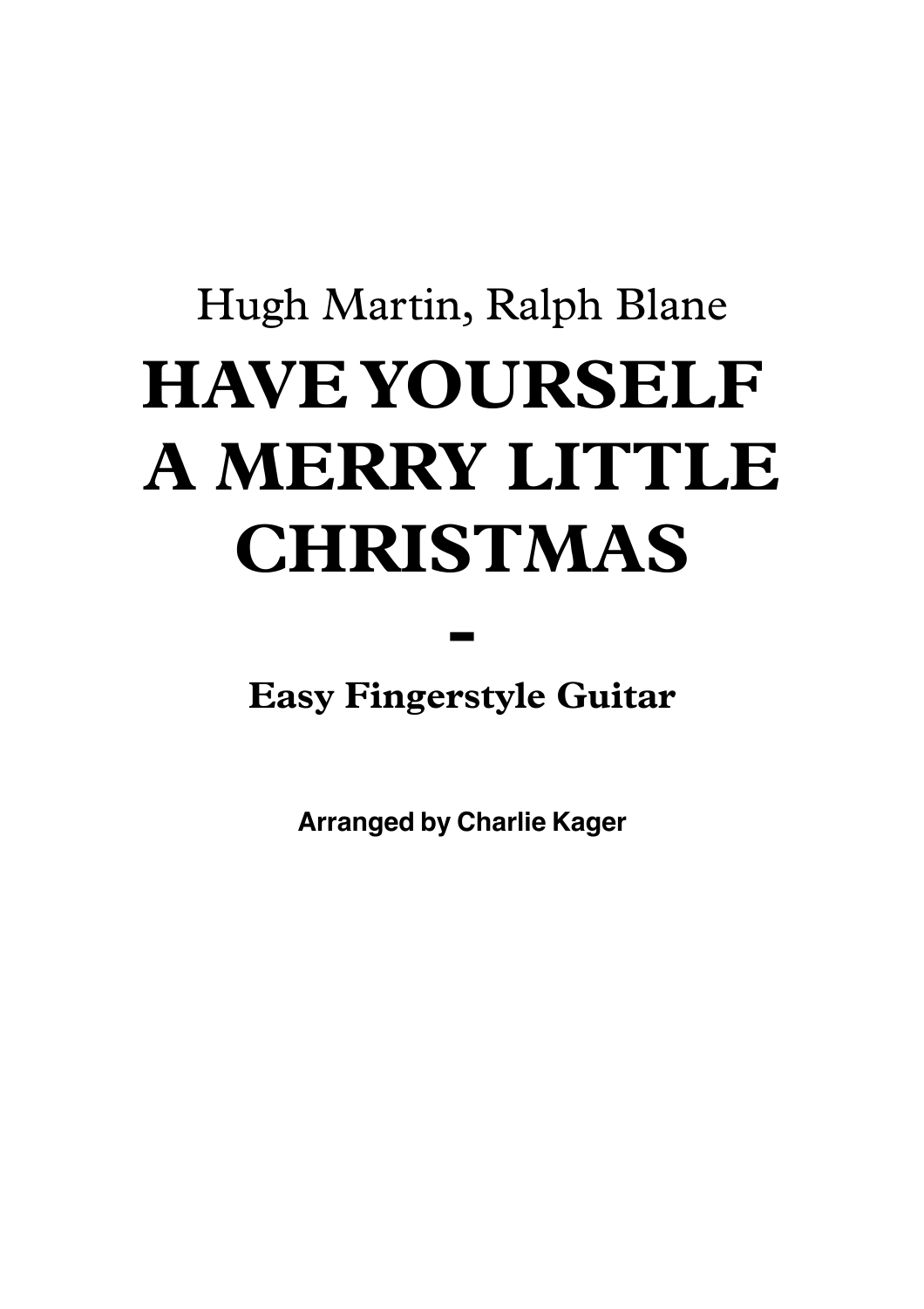Hugh Martin, Ralph Blane

# HAVE YOURSELF A MERRY LITTLE CHRISTMAS

## -

## Easy Fingerstyle Guitar

**Arranged by Charlie Kager**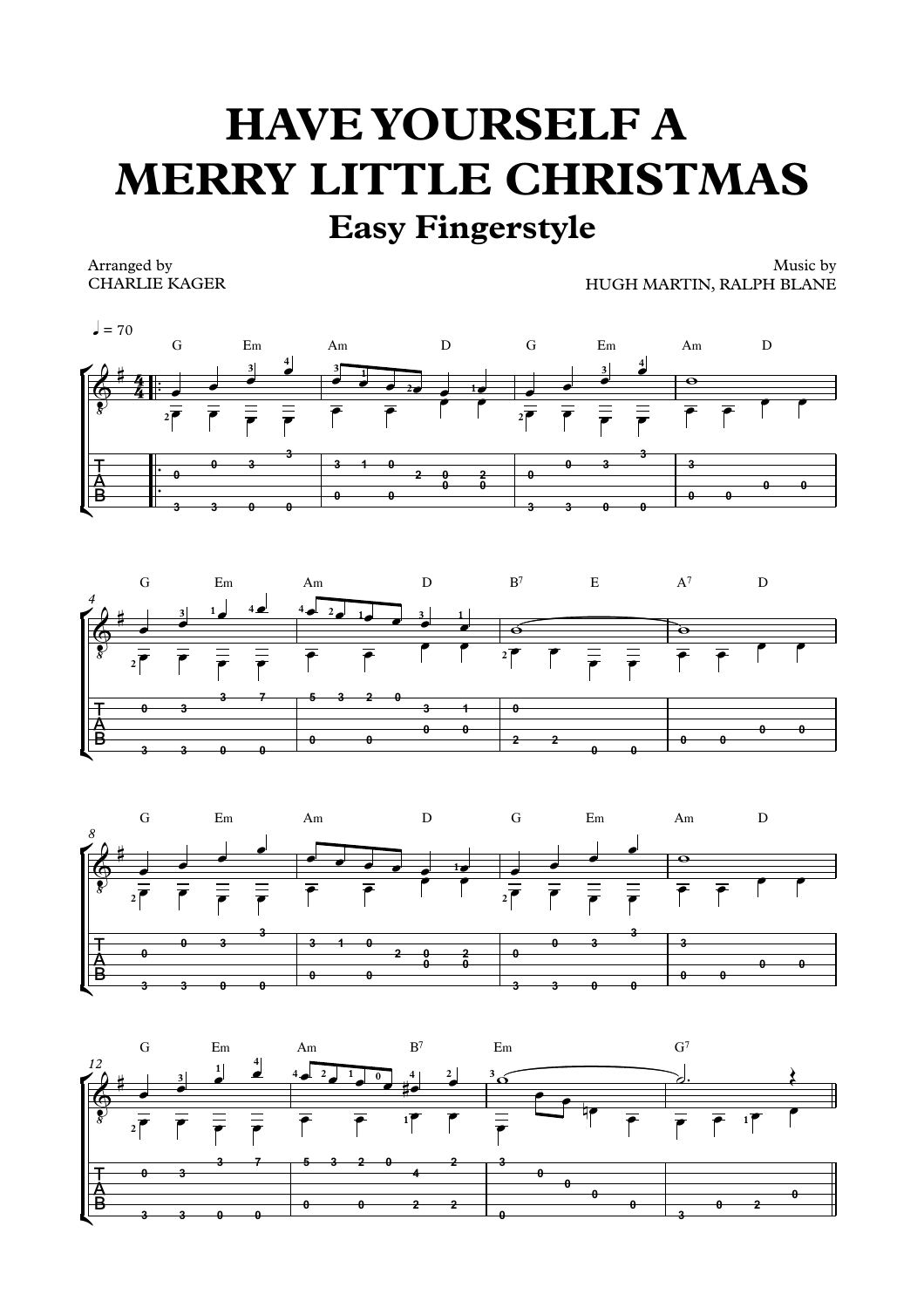# HAVE YOURSELF A MERRY LITTLE CHRISTMAS

## Easy Fingerstyle

Arranged by
CHARLIE KAGER

Music by
HUGH MARTIN, RALPH BLANE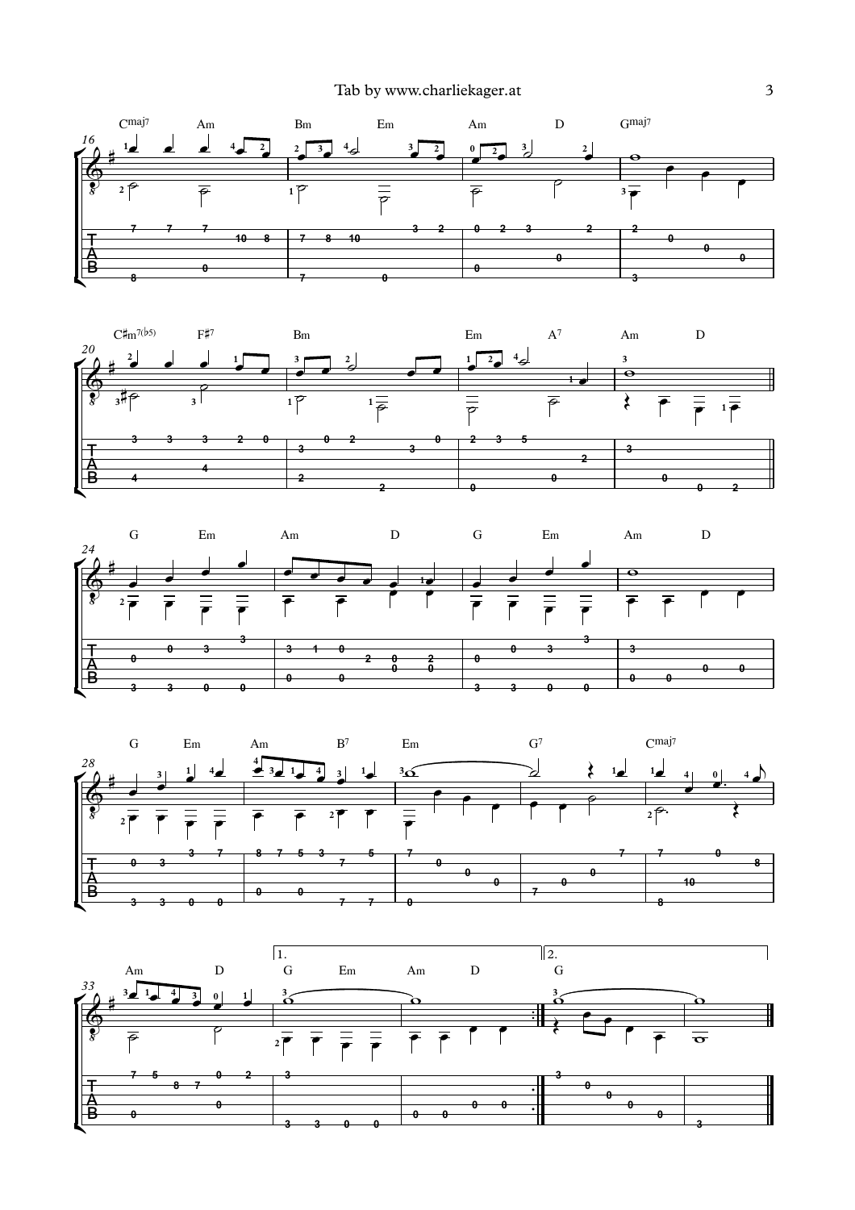16 Cmaj7 Am Bm Em Am D Gmaj7

20 C♯m7(♭5) F♯7 Bm Em A7 Am D

24 G Em Am D G Em Am D

28 G Em Am B7 Em G7 Cmaj7

33 Am D 1. G Em Am D 2. G